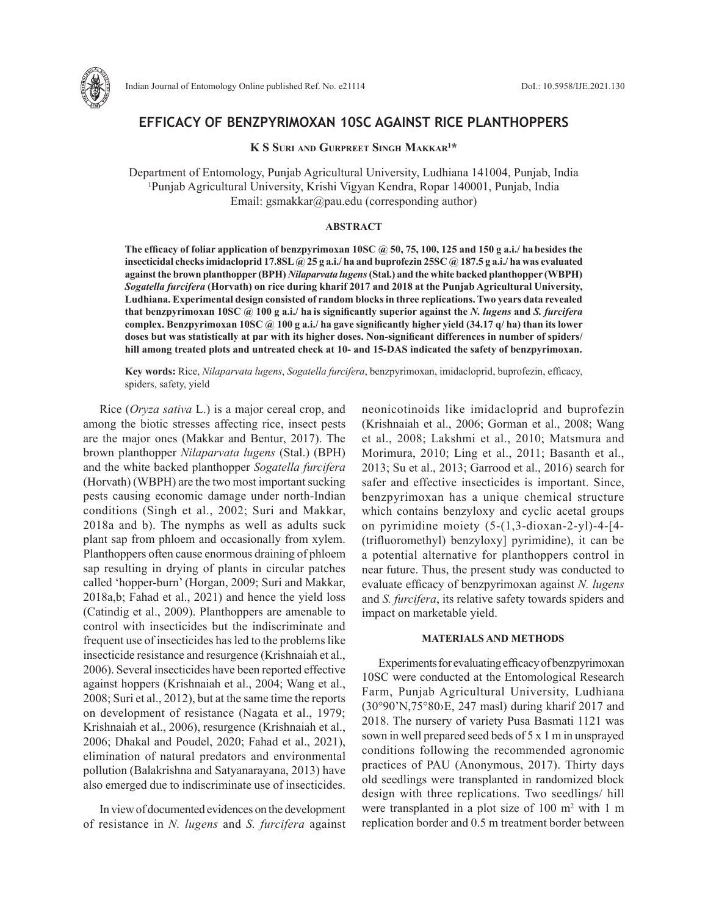# EFFICACY OF BENZPYRIMOXAN 10SC AGAINST RICE PLANTHOPPERS

**K S Suri and Gurpreet Singh Makkar[1]***

Department of Entomology, Punjab Agricultural University, Ludhiana 141004, Punjab, India
[1]Punjab Agricultural University, Krishi Vigyan Kendra, Ropar 140001, Punjab, India
Email: gsmakkar@pau.edu (corresponding author)

## ABSTRACT

**The efficacy of foliar application of benzpyrimoxan 10SC @ 50, 75, 100, 125 and 150 g a.i./ ha besides the insecticidal checks imidacloprid 17.8SL @ 25 g a.i./ ha and buprofezin 25SC @ 187.5 g a.i./ ha was evaluated against the brown planthopper (BPH) *Nilaparvata lugens* (Stal.) and the white backed planthopper (WBPH) *Sogatella furcifera* (Horvath) on rice during kharif 2017 and 2018 at the Punjab Agricultural University, Ludhiana. Experimental design consisted of random blocks in three replications. Two years data revealed that benzpyrimoxan 10SC @ 100 g a.i./ ha is significantly superior against the *N. lugens* and *S. furcifera* complex. Benzpyrimoxan 10SC @ 100 g a.i./ ha gave significantly higher yield (34.17 q/ ha) than its lower doses but was statistically at par with its higher doses. Non-significant differences in number of spiders/ hill among treated plots and untreated check at 10- and 15-DAS indicated the safety of benzpyrimoxan.**

**Key words:** Rice, *Nilaparvata lugens*, *Sogatella furcifera*, benzpyrimoxan, imidacloprid, buprofezin, efficacy, spiders, safety, yield

Rice (*Oryza sativa* L.) is a major cereal crop, and among the biotic stresses affecting rice, insect pests are the major ones (Makkar and Bentur, 2017). The brown planthopper *Nilaparvata lugens* (Stal.) (BPH) and the white backed planthopper *Sogatella furcifera* (Horvath) (WBPH) are the two most important sucking pests causing economic damage under north-Indian conditions (Singh et al., 2002; Suri and Makkar, 2018a and b). The nymphs as well as adults suck plant sap from phloem and occasionally from xylem. Planthoppers often cause enormous draining of phloem sap resulting in drying of plants in circular patches called 'hopper-burn' (Horgan, 2009; Suri and Makkar, 2018a,b; Fahad et al., 2021) and hence the yield loss (Catindig et al., 2009). Planthoppers are amenable to control with insecticides but the indiscriminate and frequent use of insecticides has led to the problems like insecticide resistance and resurgence (Krishnaiah et al., 2006). Several insecticides have been reported effective against hoppers (Krishnaiah et al., 2004; Wang et al., 2008; Suri et al., 2012), but at the same time the reports on development of resistance (Nagata et al., 1979; Krishnaiah et al., 2006), resurgence (Krishnaiah et al., 2006; Dhakal and Poudel, 2020; Fahad et al., 2021), elimination of natural predators and environmental pollution (Balakrishna and Satyanarayana, 2013) have also emerged due to indiscriminate use of insecticides.

In view of documented evidences on the development of resistance in *N. lugens* and *S. furcifera* against neonicotinoids like imidacloprid and buprofezin (Krishnaiah et al., 2006; Gorman et al., 2008; Wang et al., 2008; Lakshmi et al., 2010; Matsmura and Morimura, 2010; Ling et al., 2011; Basanth et al., 2013; Su et al., 2013; Garrood et al., 2016) search for safer and effective insecticides is important. Since, benzpyrimoxan has a unique chemical structure which contains benzyloxy and cyclic acetal groups on pyrimidine moiety (5-(1,3-dioxan-2-yl)-4-[4-(trifluoromethyl) benzyloxy] pyrimidine), it can be a potential alternative for planthoppers control in near future. Thus, the present study was conducted to evaluate efficacy of benzpyrimoxan against *N. lugens* and *S. furcifera*, its relative safety towards spiders and impact on marketable yield.

## MATERIALS AND METHODS

Experiments for evaluating efficacy of benzpyrimoxan 10SC were conducted at the Entomological Research Farm, Punjab Agricultural University, Ludhiana (30°90'N,75°80›E, 247 masl) during kharif 2017 and 2018. The nursery of variety Pusa Basmati 1121 was sown in well prepared seed beds of 5 x 1 m in unsprayed conditions following the recommended agronomic practices of PAU (Anonymous, 2017). Thirty days old seedlings were transplanted in randomized block design with three replications. Two seedlings/ hill were transplanted in a plot size of 100 $m^2$ with 1 m replication border and 0.5 m treatment border between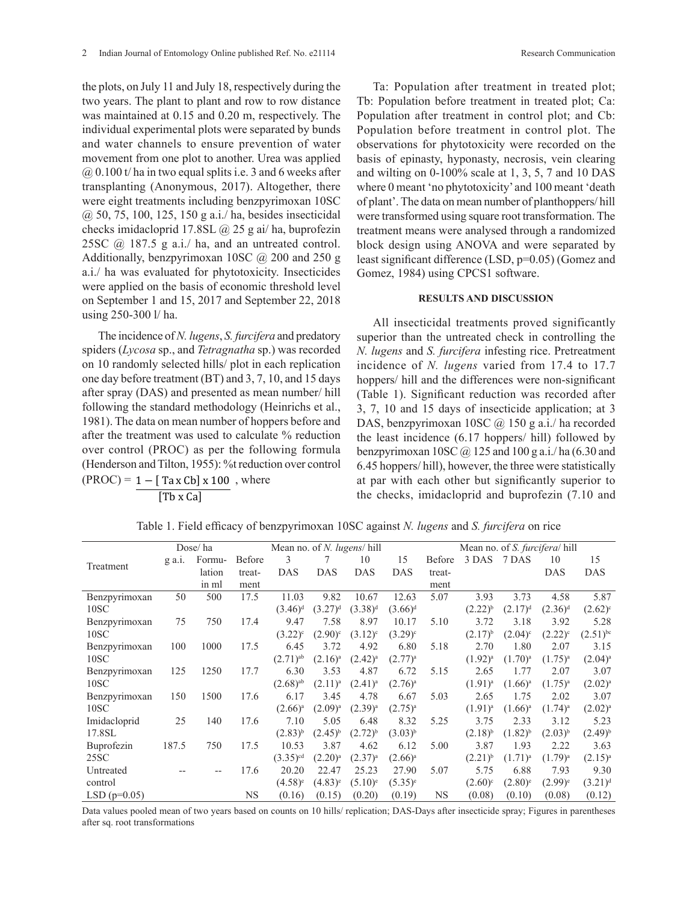the plots, on July 11 and July 18, respectively during the two years. The plant to plant and row to row distance was maintained at 0.15 and 0.20 m, respectively. The individual experimental plots were separated by bunds and water channels to ensure prevention of water movement from one plot to another. Urea was applied @ 0.100 t/ ha in two equal splits i.e. 3 and 6 weeks after transplanting (Anonymous, 2017). Altogether, there were eight treatments including benzpyrimoxan 10SC @ 50, 75, 100, 125, 150 g a.i./ ha, besides insecticidal checks imidacloprid 17.8SL @ 25 g ai/ ha, buprofezin 25SC @ 187.5 g a.i./ ha, and an untreated control. Additionally, benzpyrimoxan 10SC @ 200 and 250 g a.i./ ha was evaluated for phytotoxicity. Insecticides were applied on the basis of economic threshold level on September 1 and 15, 2017 and September 22, 2018 using 250-300 l/ ha.

The incidence of *N. lugens*, *S. furcifera* and predatory spiders (*Lycosa* sp., and *Tetragnatha* sp.) was recorded on 10 randomly selected hills/ plot in each replication one day before treatment (BT) and 3, 7, 10, and 15 days after spray (DAS) and presented as mean number/ hill following the standard methodology (Heinrichs et al., 1981). The data on mean number of hoppers before and after the treatment was used to calculate % reduction over control (PROC) as per the following formula (Henderson and Tilton, 1955): %t reduction over control

$$(\text{PROC}) = \frac{1 - [\text{Ta} \times \text{Cb}] \times 100}{[\text{Tb} \times \text{Ca}]}, \text{ where}$$

Ta: Population after treatment in treated plot; Tb: Population before treatment in treated plot; Ca: Population after treatment in control plot; and Cb: Population before treatment in control plot. The observations for phytotoxicity were recorded on the basis of epinasty, hyponasty, necrosis, vein clearing and wilting on 0-100% scale at 1, 3, 5, 7 and 10 DAS where 0 meant 'no phytotoxicity' and 100 meant 'death of plant'. The data on mean number of planthoppers/ hill were transformed using square root transformation. The treatment means were analysed through a randomized block design using ANOVA and were separated by least significant difference (LSD, p=0.05) (Gomez and Gomez, 1984) using CPCS1 software.

## RESULTS AND DISCUSSION

All insecticidal treatments proved significantly superior than the untreated check in controlling the *N. lugens* and *S. furcifera* infesting rice. Pretreatment incidence of *N. lugens* varied from 17.4 to 17.7 hoppers/ hill and the differences were non-significant (Table 1). Significant reduction was recorded after 3, 7, 10 and 15 days of insecticide application; at 3 DAS, benzpyrimoxan 10SC @ 150 g a.i./ ha recorded the least incidence (6.17 hoppers/ hill) followed by benzpyrimoxan 10SC @ 125 and 100 g a.i./ ha (6.30 and 6.45 hoppers/ hill), however, the three were statistically at par with each other but significantly superior to the checks, imidacloprid and buprofezin (7.10 and

Table 1. Field efficacy of benzpyrimoxan 10SC against *N. lugens* and *S. furcifera* on rice

| Treatment | Dose/ ha | | Mean no. of *N. lugens*/ hill | | | | | Mean no. of *S. furcifera*/ hill | | | | |
|---|---|---|---|---|---|---|---|---|---|---|---|---|
| | g a.i. | Formulation in ml | Before treatment | 3 DAS | 7 DAS | 10 DAS | 15 DAS | Before treatment | 3 DAS | 7 DAS | 10 DAS | 15 DAS |
| Benzpyrimoxan 10SC | 50 | 500 | 17.5 | 11.03 (3.46)[d] | 9.82 (3.27)[d] | 10.67 (3.38)[d] | 12.63 (3.66)[d] | 5.07 | 3.93 (2.22)[b] | 3.73 (2.17)[d] | 4.58 (2.36)[d] | 5.87 (2.62)[c] |
| Benzpyrimoxan 10SC | 75 | 750 | 17.4 | 9.47 (3.22)[c] | 7.58 (2.90)[c] | 8.97 (3.12)[c] | 10.17 (3.29)[c] | 5.10 | 3.72 (2.17)[b] | 3.18 (2.04)[c] | 3.92 (2.22)[c] | 5.28 (2.51)[bc] |
| Benzpyrimoxan 10SC | 100 | 1000 | 17.5 | 6.45 (2.71)[ab] | 3.72 (2.16)[a] | 4.92 (2.42)[a] | 6.80 (2.77)[a] | 5.18 | 2.70 (1.92)[a] | 1.80 (1.70)[a] | 2.07 (1.75)[a] | 3.15 (2.04)[a] |
| Benzpyrimoxan 10SC | 125 | 1250 | 17.7 | 6.30 (2.68)[ab] | 3.53 (2.11)[a] | 4.87 (2.41)[a] | 6.72 (2.76)[a] | 5.15 | 2.65 (1.91)[a] | 1.77 (1.66)[a] | 2.07 (1.75)[a] | 3.07 (2.02)[a] |
| Benzpyrimoxan 10SC | 150 | 1500 | 17.6 | 6.17 (2.66)[a] | 3.45 (2.09)[a] | 4.78 (2.39)[a] | 6.67 (2.75)[a] | 5.03 | 2.65 (1.91)[a] | 1.75 (1.66)[a] | 2.02 (1.74)[a] | 3.07 (2.02)[a] |
| Imidacloprid 17.8SL | 25 | 140 | 17.6 | 7.10 (2.83)[b] | 5.05 (2.45)[b] | 6.48 (2.72)[b] | 8.32 (3.03)[b] | 5.25 | 3.75 (2.18)[b] | 2.33 (1.82)[b] | 3.12 (2.03)[b] | 5.23 (2.49)[b] |
| Buprofezin 25SC | 187.5 | 750 | 17.5 | 10.53 (3.35)[cd] | 3.87 (2.20)[a] | 4.62 (2.37)[a] | 6.12 (2.66)[a] | 5.00 | 3.87 (2.21)[b] | 1.93 (1.71)[a] | 2.22 (1.79)[a] | 3.63 (2.15)[a] |
| Untreated control | -- | -- | 17.6 | 20.20 (4.58)[e] | 22.47 (4.83)[e] | 25.23 (5.10)[e] | 27.90 (5.35)[e] | 5.07 | 5.75 (2.60)[c] | 6.88 (2.80)[e] | 7.93 (2.99)[e] | 9.30 (3.21)[d] |
| LSD (p=0.05) | | | NS | (0.16) | (0.15) | (0.20) | (0.19) | NS | (0.08) | (0.10) | (0.08) | (0.12) |

Data values pooled mean of two years based on counts on 10 hills/ replication; DAS-Days after insecticide spray; Figures in parentheses after sq. root transformations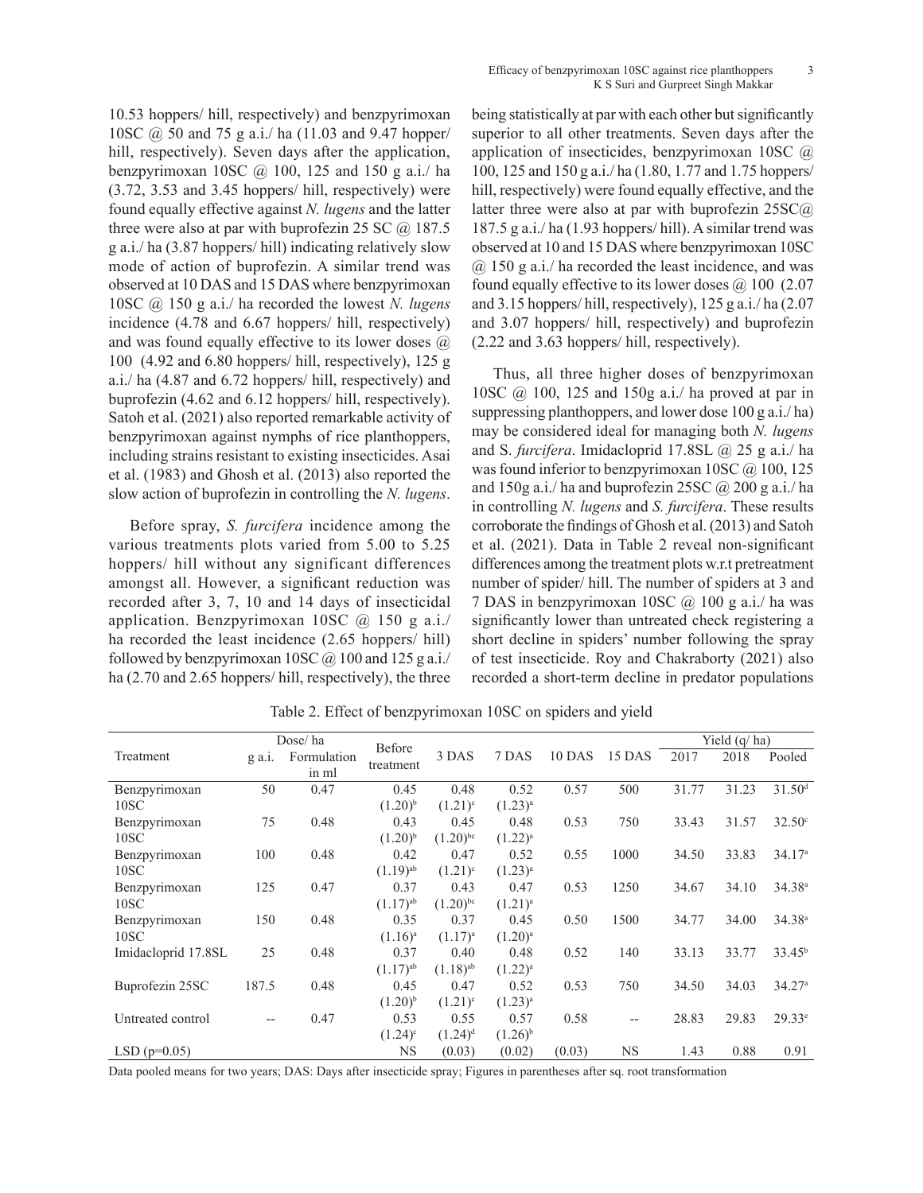10.53 hoppers/ hill, respectively) and benzpyrimoxan 10SC @ 50 and 75 g a.i./ ha (11.03 and 9.47 hopper/ hill, respectively). Seven days after the application, benzpyrimoxan 10SC @ 100, 125 and 150 g a.i./ ha (3.72, 3.53 and 3.45 hoppers/ hill, respectively) were found equally effective against *N. lugens* and the latter three were also at par with buprofezin 25 SC @ 187.5 g a.i./ ha (3.87 hoppers/ hill) indicating relatively slow mode of action of buprofezin. A similar trend was observed at 10 DAS and 15 DAS where benzpyrimoxan 10SC @ 150 g a.i./ ha recorded the lowest *N. lugens* incidence (4.78 and 6.67 hoppers/ hill, respectively) and was found equally effective to its lower doses @ 100 (4.92 and 6.80 hoppers/ hill, respectively), 125 g a.i./ ha (4.87 and 6.72 hoppers/ hill, respectively) and buprofezin (4.62 and 6.12 hoppers/ hill, respectively). Satoh et al. (2021) also reported remarkable activity of benzpyrimoxan against nymphs of rice planthoppers, including strains resistant to existing insecticides. Asai et al. (1983) and Ghosh et al. (2013) also reported the slow action of buprofezin in controlling the *N. lugens*.

Before spray, *S. furcifera* incidence among the various treatments plots varied from 5.00 to 5.25 hoppers/ hill without any significant differences amongst all. However, a significant reduction was recorded after 3, 7, 10 and 14 days of insecticidal application. Benzpyrimoxan 10SC @ 150 g a.i./ ha recorded the least incidence (2.65 hoppers/ hill) followed by benzpyrimoxan 10SC @ 100 and 125 g a.i./ ha (2.70 and 2.65 hoppers/ hill, respectively), the three being statistically at par with each other but significantly superior to all other treatments. Seven days after the application of insecticides, benzpyrimoxan 10SC @ 100, 125 and 150 g a.i./ ha (1.80, 1.77 and 1.75 hoppers/ hill, respectively) were found equally effective, and the latter three were also at par with buprofezin 25SC@ 187.5 g a.i./ ha (1.93 hoppers/ hill). A similar trend was observed at 10 and 15 DAS where benzpyrimoxan 10SC @ 150 g a.i./ ha recorded the least incidence, and was found equally effective to its lower doses @ 100 (2.07 and 3.15 hoppers/ hill, respectively), 125 g a.i./ ha (2.07 and 3.07 hoppers/ hill, respectively) and buprofezin (2.22 and 3.63 hoppers/ hill, respectively).

Thus, all three higher doses of benzpyrimoxan 10SC @ 100, 125 and 150g a.i./ ha proved at par in suppressing planthoppers, and lower dose 100 g a.i./ ha) may be considered ideal for managing both *N. lugens* and S. *furcifera*. Imidacloprid 17.8SL @ 25 g a.i./ ha was found inferior to benzpyrimoxan 10SC @ 100, 125 and 150g a.i./ ha and buprofezin 25SC @ 200 g a.i./ ha in controlling *N. lugens* and *S. furcifera*. These results corroborate the findings of Ghosh et al. (2013) and Satoh et al. (2021). Data in Table 2 reveal non-significant differences among the treatment plots w.r.t pretreatment number of spider/ hill. The number of spiders at 3 and 7 DAS in benzpyrimoxan 10SC @ 100 g a.i./ ha was significantly lower than untreated check registering a short decline in spiders' number following the spray of test insecticide. Roy and Chakraborty (2021) also recorded a short-term decline in predator populations

Table 2. Effect of benzpyrimoxan 10SC on spiders and yield

| Treatment | Dose/ ha | | Before treatment | 3 DAS | 7 DAS | 10 DAS | 15 DAS | Yield (q/ ha) | | |
|---|---|---|---|---|---|---|---|---|---|---|
| | g a.i. | Formulation in ml | | | | | | 2017 | 2018 | Pooled |
| Benzpyrimoxan 10SC | 50 | 0.47 | 0.45 (1.20)[b] | 0.48 (1.21)[c] | 0.52 (1.23)[a] | 0.57 | 500 | 31.77 | 31.23 | 31.50[d] |
| Benzpyrimoxan 10SC | 75 | 0.48 | 0.43 (1.20)[b] | 0.45 (1.20)[bc] | 0.48 (1.22)[a] | 0.53 | 750 | 33.43 | 31.57 | 32.50[c] |
| Benzpyrimoxan 10SC | 100 | 0.48 | 0.42 (1.19)[ab] | 0.47 (1.21)[c] | 0.52 (1.23)[a] | 0.55 | 1000 | 34.50 | 33.83 | 34.17[a] |
| Benzpyrimoxan 10SC | 125 | 0.47 | 0.37 (1.17)[ab] | 0.43 (1.20)[bc] | 0.47 (1.21)[a] | 0.53 | 1250 | 34.67 | 34.10 | 34.38[a] |
| Benzpyrimoxan 10SC | 150 | 0.48 | 0.35 (1.16)[a] | 0.37 (1.17)[a] | 0.45 (1.20)[a] | 0.50 | 1500 | 34.77 | 34.00 | 34.38[a] |
| Imidacloprid 17.8SL | 25 | 0.48 | 0.37 (1.17)[ab] | 0.40 (1.18)[ab] | 0.48 (1.22)[a] | 0.52 | 140 | 33.13 | 33.77 | 33.45[b] |
| Buprofezin 25SC | 187.5 | 0.48 | 0.45 (1.20)[b] | 0.47 (1.21)[c] | 0.52 (1.23)[a] | 0.53 | 750 | 34.50 | 34.03 | 34.27[a] |
| Untreated control | -- | 0.47 | 0.53 (1.24)[c] | 0.55 (1.24)[d] | 0.57 (1.26)[b] | 0.58 | -- | 28.83 | 29.83 | 29.33[e] |
| LSD (p=0.05) | | | NS | (0.03) | (0.02) | (0.03) | NS | 1.43 | 0.88 | 0.91 |

Data pooled means for two years; DAS: Days after insecticide spray; Figures in parentheses after sq. root transformation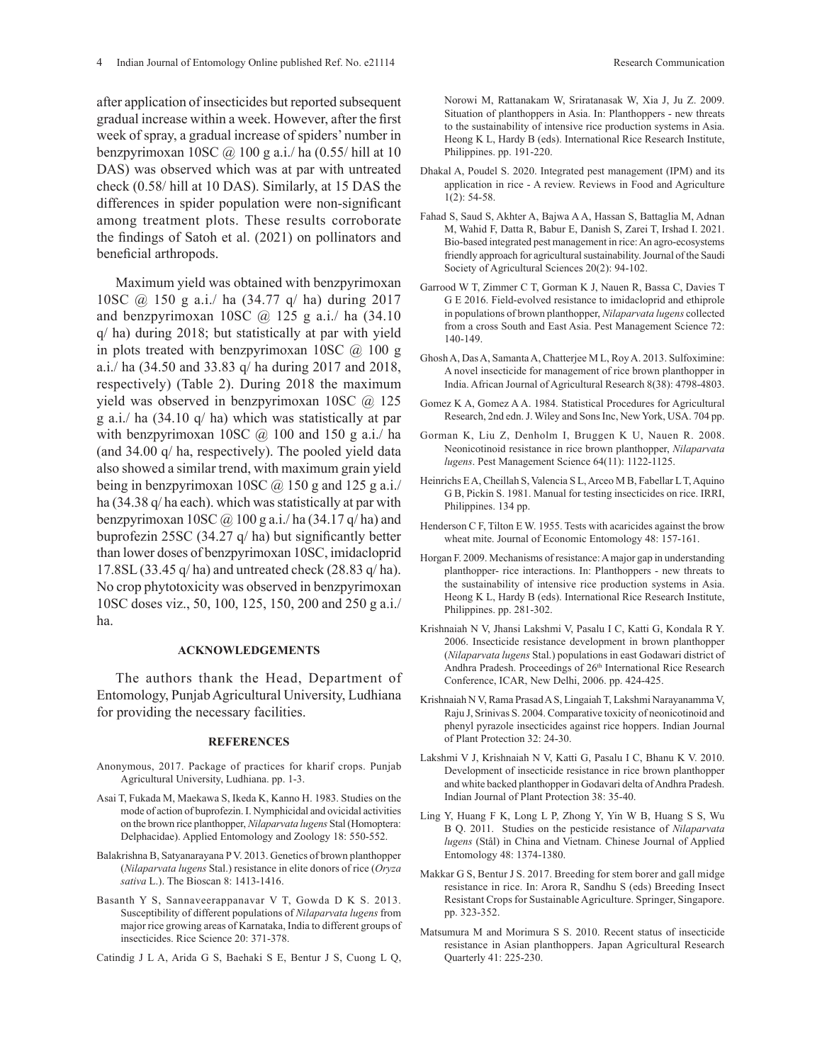after application of insecticides but reported subsequent gradual increase within a week. However, after the first week of spray, a gradual increase of spiders' number in benzpyrimoxan 10SC @ 100 g a.i./ ha (0.55/ hill at 10 DAS) was observed which was at par with untreated check (0.58/ hill at 10 DAS). Similarly, at 15 DAS the differences in spider population were non-significant among treatment plots. These results corroborate the findings of Satoh et al. (2021) on pollinators and beneficial arthropods.

Maximum yield was obtained with benzpyrimoxan 10SC @ 150 g a.i./ ha (34.77 q/ ha) during 2017 and benzpyrimoxan 10SC @ 125 g a.i./ ha (34.10 q/ ha) during 2018; but statistically at par with yield in plots treated with benzpyrimoxan 10SC @ 100 g a.i./ ha (34.50 and 33.83 q/ ha during 2017 and 2018, respectively) (Table 2). During 2018 the maximum yield was observed in benzpyrimoxan 10SC @ 125 g a.i./ ha (34.10 q/ ha) which was statistically at par with benzpyrimoxan 10SC @ 100 and 150 g a.i./ ha (and 34.00 q/ ha, respectively). The pooled yield data also showed a similar trend, with maximum grain yield being in benzpyrimoxan 10SC @ 150 g and 125 g a.i./ ha (34.38 q/ ha each). which was statistically at par with benzpyrimoxan 10SC @ 100 g a.i./ ha (34.17 q/ ha) and buprofezin 25SC (34.27 q/ ha) but significantly better than lower doses of benzpyrimoxan 10SC, imidacloprid 17.8SL (33.45 q/ ha) and untreated check (28.83 q/ ha). No crop phytotoxicity was observed in benzpyrimoxan 10SC doses viz., 50, 100, 125, 150, 200 and 250 g a.i./ ha.

## ACKNOWLEDGEMENTS

The authors thank the Head, Department of Entomology, Punjab Agricultural University, Ludhiana for providing the necessary facilities.

## REFERENCES

Anonymous, 2017. Package of practices for kharif crops. Punjab Agricultural University, Ludhiana. pp. 1-3.

Asai T, Fukada M, Maekawa S, Ikeda K, Kanno H. 1983. Studies on the mode of action of buprofezin. I. Nymphicidal and ovicidal activities on the brown rice planthopper, *Nilaparvata lugens* Stal (Homoptera: Delphacidae). Applied Entomology and Zoology 18: 550-552.

Balakrishna B, Satyanarayana P V. 2013. Genetics of brown planthopper (*Nilaparvata lugens* Stal.) resistance in elite donors of rice (*Oryza sativa* L.). The Bioscan 8: 1413-1416.

Basanth Y S, Sannaveerappanavar V T, Gowda D K S. 2013. Susceptibility of different populations of *Nilaparvata lugens* from major rice growing areas of Karnataka, India to different groups of insecticides. Rice Science 20: 371-378.

Catindig J L A, Arida G S, Baehaki S E, Bentur J S, Cuong L Q, Norowi M, Rattanakam W, Sriratanasak W, Xia J, Ju Z. 2009. Situation of planthoppers in Asia. In: Planthoppers - new threats to the sustainability of intensive rice production systems in Asia. Heong K L, Hardy B (eds). International Rice Research Institute, Philippines. pp. 191-220.

Dhakal A, Poudel S. 2020. Integrated pest management (IPM) and its application in rice - A review. Reviews in Food and Agriculture 1(2): 54-58.

Fahad S, Saud S, Akhter A, Bajwa A A, Hassan S, Battaglia M, Adnan M, Wahid F, Datta R, Babur E, Danish S, Zarei T, Irshad I. 2021. Bio-based integrated pest management in rice: An agro-ecosystems friendly approach for agricultural sustainability. Journal of the Saudi Society of Agricultural Sciences 20(2): 94-102.

Garrood W T, Zimmer C T, Gorman K J, Nauen R, Bassa C, Davies T G E 2016. Field-evolved resistance to imidacloprid and ethiprole in populations of brown planthopper, *Nilaparvata lugens* collected from a cross South and East Asia. Pest Management Science 72: 140-149.

Ghosh A, Das A, Samanta A, Chatterjee M L, Roy A. 2013. Sulfoximine: A novel insecticide for management of rice brown planthopper in India. African Journal of Agricultural Research 8(38): 4798-4803.

Gomez K A, Gomez A A. 1984. Statistical Procedures for Agricultural Research, 2nd edn. J. Wiley and Sons Inc, New York, USA. 704 pp.

Gorman K, Liu Z, Denholm I, Bruggen K U, Nauen R. 2008. Neonicotinoid resistance in rice brown planthopper, *Nilaparvata lugens*. Pest Management Science 64(11): 1122-1125.

Heinrichs E A, Cheillah S, Valencia S L, Arceo M B, Fabellar L T, Aquino G B, Pickin S. 1981. Manual for testing insecticides on rice. IRRI, Philippines. 134 pp.

Henderson C F, Tilton E W. 1955. Tests with acaricides against the brow wheat mite. Journal of Economic Entomology 48: 157-161.

Horgan F. 2009. Mechanisms of resistance: A major gap in understanding planthopper- rice interactions. In: Planthoppers - new threats to the sustainability of intensive rice production systems in Asia. Heong K L, Hardy B (eds). International Rice Research Institute, Philippines. pp. 281-302.

Krishnaiah N V, Jhansi Lakshmi V, Pasalu I C, Katti G, Kondala R Y. 2006. Insecticide resistance development in brown planthopper (*Nilaparvata lugens* Stal.) populations in east Godawari district of Andhra Pradesh. Proceedings of 26th International Rice Research Conference, ICAR, New Delhi, 2006. pp. 424-425.

Krishnaiah N V, Rama Prasad A S, Lingaiah T, Lakshmi Narayanamma V, Raju J, Srinivas S. 2004. Comparative toxicity of neonicotinoid and phenyl pyrazole insecticides against rice hoppers. Indian Journal of Plant Protection 32: 24-30.

Lakshmi V J, Krishnaiah N V, Katti G, Pasalu I C, Bhanu K V. 2010. Development of insecticide resistance in rice brown planthopper and white backed planthopper in Godavari delta of Andhra Pradesh. Indian Journal of Plant Protection 38: 35-40.

Ling Y, Huang F K, Long L P, Zhong Y, Yin W B, Huang S S, Wu B Q. 2011. Studies on the pesticide resistance of *Nilaparvata lugens* (Stål) in China and Vietnam. Chinese Journal of Applied Entomology 48: 1374-1380.

Makkar G S, Bentur J S. 2017. Breeding for stem borer and gall midge resistance in rice. In: Arora R, Sandhu S (eds) Breeding Insect Resistant Crops for Sustainable Agriculture. Springer, Singapore. pp. 323-352.

Matsumura M and Morimura S S. 2010. Recent status of insecticide resistance in Asian planthoppers. Japan Agricultural Research Quarterly 41: 225-230.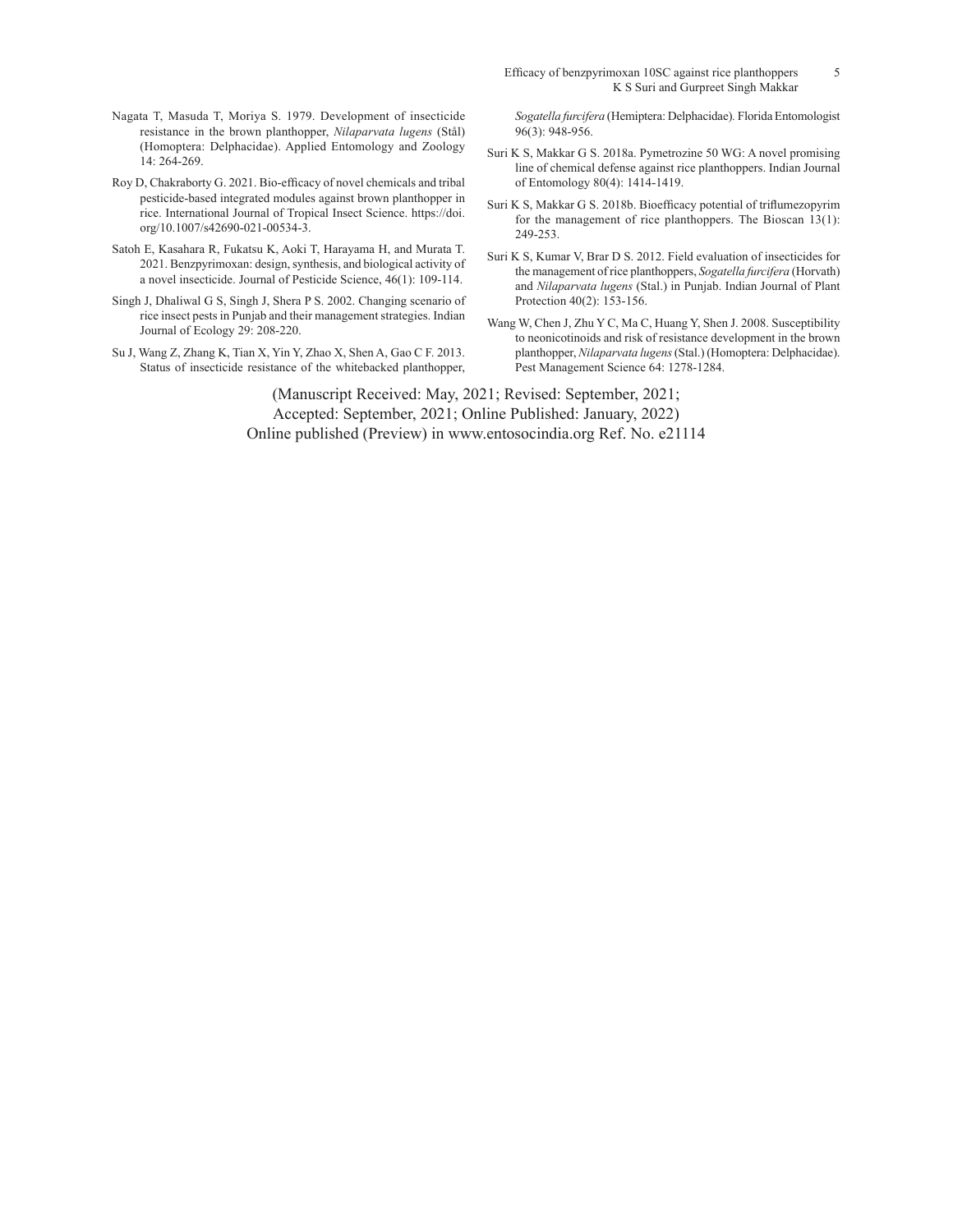Nagata T, Masuda T, Moriya S. 1979. Development of insecticide resistance in the brown planthopper, *Nilaparvata lugens* (Stål) (Homoptera: Delphacidae). Applied Entomology and Zoology 14: 264-269.

Roy D, Chakraborty G. 2021. Bio-efficacy of novel chemicals and tribal pesticide-based integrated modules against brown planthopper in rice. International Journal of Tropical Insect Science. https://doi.org/10.1007/s42690-021-00534-3.

Satoh E, Kasahara R, Fukatsu K, Aoki T, Harayama H, and Murata T. 2021. Benzpyrimoxan: design, synthesis, and biological activity of a novel insecticide. Journal of Pesticide Science, 46(1): 109-114.

Singh J, Dhaliwal G S, Singh J, Shera P S. 2002. Changing scenario of rice insect pests in Punjab and their management strategies. Indian Journal of Ecology 29: 208-220.

Su J, Wang Z, Zhang K, Tian X, Yin Y, Zhao X, Shen A, Gao C F. 2013. Status of insecticide resistance of the whitebacked planthopper, *Sogatella furcifera* (Hemiptera: Delphacidae). Florida Entomologist 96(3): 948-956.

Suri K S, Makkar G S. 2018a. Pymetrozine 50 WG: A novel promising line of chemical defense against rice planthoppers. Indian Journal of Entomology 80(4): 1414-1419.

Suri K S, Makkar G S. 2018b. Bioefficacy potential of triflumezopyrim for the management of rice planthoppers. The Bioscan 13(1): 249-253.

Suri K S, Kumar V, Brar D S. 2012. Field evaluation of insecticides for the management of rice planthoppers, *Sogatella furcifera* (Horvath) and *Nilaparvata lugens* (Stal.) in Punjab. Indian Journal of Plant Protection 40(2): 153-156.

Wang W, Chen J, Zhu Y C, Ma C, Huang Y, Shen J. 2008. Susceptibility to neonicotinoids and risk of resistance development in the brown planthopper, *Nilaparvata lugens* (Stal.) (Homoptera: Delphacidae). Pest Management Science 64: 1278-1284.

(Manuscript Received: May, 2021; Revised: September, 2021; Accepted: September, 2021; Online Published: January, 2022)
Online published (Preview) in www.entosocindia.org Ref. No. e21114